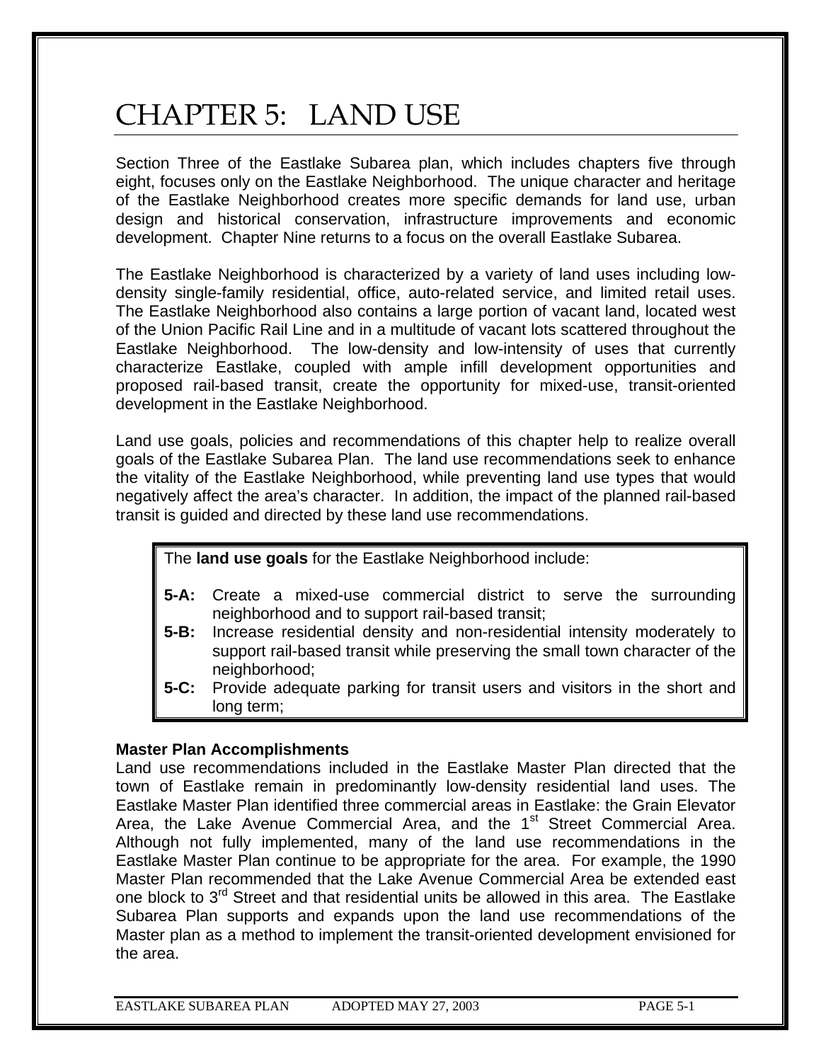# CHAPTER 5: LAND USE

Section Three of the Eastlake Subarea plan, which includes chapters five through eight, focuses only on the Eastlake Neighborhood. The unique character and heritage of the Eastlake Neighborhood creates more specific demands for land use, urban design and historical conservation, infrastructure improvements and economic development. Chapter Nine returns to a focus on the overall Eastlake Subarea.

The Eastlake Neighborhood is characterized by a variety of land uses including low-density single-family residential, office, auto-related service, and limited retail uses. The Eastlake Neighborhood also contains a large portion of vacant land, located west of the Union Pacific Rail Line and in a multitude of vacant lots scattered throughout the Eastlake Neighborhood. The low-density and low-intensity of uses that currently characterize Eastlake, coupled with ample infill development opportunities and proposed rail-based transit, create the opportunity for mixed-use, transit-oriented development in the Eastlake Neighborhood.

Land use goals, policies and recommendations of this chapter help to realize overall goals of the Eastlake Subarea Plan. The land use recommendations seek to enhance the vitality of the Eastlake Neighborhood, while preventing land use types that would negatively affect the area's character. In addition, the impact of the planned rail-based transit is guided and directed by these land use recommendations.

> The **land use goals** for the Eastlake Neighborhood include:
>
> **5-A:** Create a mixed-use commercial district to serve the surrounding neighborhood and to support rail-based transit;
> **5-B:** Increase residential density and non-residential intensity moderately to support rail-based transit while preserving the small town character of the neighborhood;
> **5-C:** Provide adequate parking for transit users and visitors in the short and long term;

**Master Plan Accomplishments**

Land use recommendations included in the Eastlake Master Plan directed that the town of Eastlake remain in predominantly low-density residential land uses. The Eastlake Master Plan identified three commercial areas in Eastlake: the Grain Elevator Area, the Lake Avenue Commercial Area, and the 1st Street Commercial Area. Although not fully implemented, many of the land use recommendations in the Eastlake Master Plan continue to be appropriate for the area. For example, the 1990 Master Plan recommended that the Lake Avenue Commercial Area be extended east one block to 3rd Street and that residential units be allowed in this area. The Eastlake Subarea Plan supports and expands upon the land use recommendations of the Master plan as a method to implement the transit-oriented development envisioned for the area.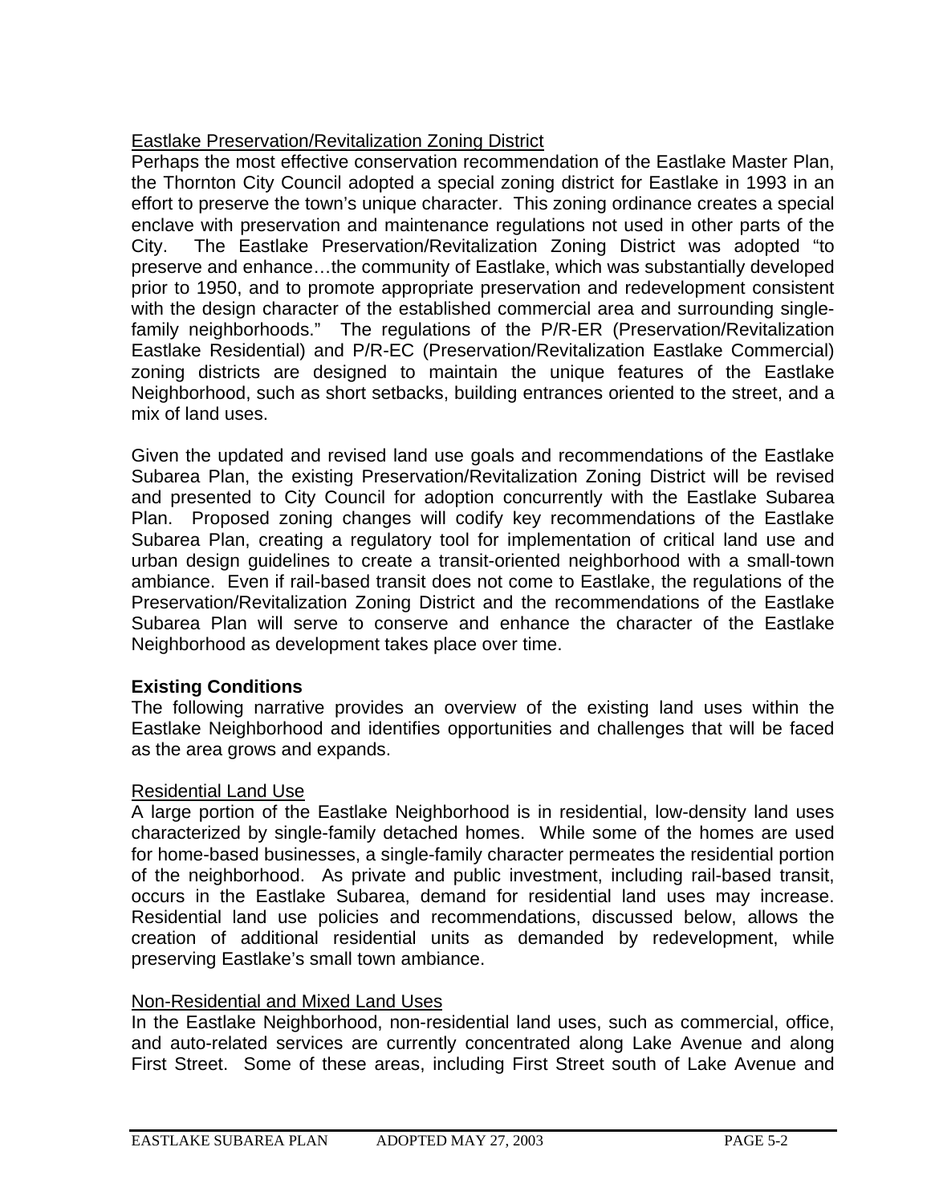<u>Eastlake Preservation/Revitalization Zoning District</u>

Perhaps the most effective conservation recommendation of the Eastlake Master Plan, the Thornton City Council adopted a special zoning district for Eastlake in 1993 in an effort to preserve the town's unique character. This zoning ordinance creates a special enclave with preservation and maintenance regulations not used in other parts of the City. The Eastlake Preservation/Revitalization Zoning District was adopted "to preserve and enhance…the community of Eastlake, which was substantially developed prior to 1950, and to promote appropriate preservation and redevelopment consistent with the design character of the established commercial area and surrounding single-family neighborhoods." The regulations of the P/R-ER (Preservation/Revitalization Eastlake Residential) and P/R-EC (Preservation/Revitalization Eastlake Commercial) zoning districts are designed to maintain the unique features of the Eastlake Neighborhood, such as short setbacks, building entrances oriented to the street, and a mix of land uses.

Given the updated and revised land use goals and recommendations of the Eastlake Subarea Plan, the existing Preservation/Revitalization Zoning District will be revised and presented to City Council for adoption concurrently with the Eastlake Subarea Plan. Proposed zoning changes will codify key recommendations of the Eastlake Subarea Plan, creating a regulatory tool for implementation of critical land use and urban design guidelines to create a transit-oriented neighborhood with a small-town ambiance. Even if rail-based transit does not come to Eastlake, the regulations of the Preservation/Revitalization Zoning District and the recommendations of the Eastlake Subarea Plan will serve to conserve and enhance the character of the Eastlake Neighborhood as development takes place over time.

**Existing Conditions**

The following narrative provides an overview of the existing land uses within the Eastlake Neighborhood and identifies opportunities and challenges that will be faced as the area grows and expands.

<u>Residential Land Use</u>

A large portion of the Eastlake Neighborhood is in residential, low-density land uses characterized by single-family detached homes. While some of the homes are used for home-based businesses, a single-family character permeates the residential portion of the neighborhood. As private and public investment, including rail-based transit, occurs in the Eastlake Subarea, demand for residential land uses may increase. Residential land use policies and recommendations, discussed below, allows the creation of additional residential units as demanded by redevelopment, while preserving Eastlake's small town ambiance.

<u>Non-Residential and Mixed Land Uses</u>

In the Eastlake Neighborhood, non-residential land uses, such as commercial, office, and auto-related services are currently concentrated along Lake Avenue and along First Street. Some of these areas, including First Street south of Lake Avenue and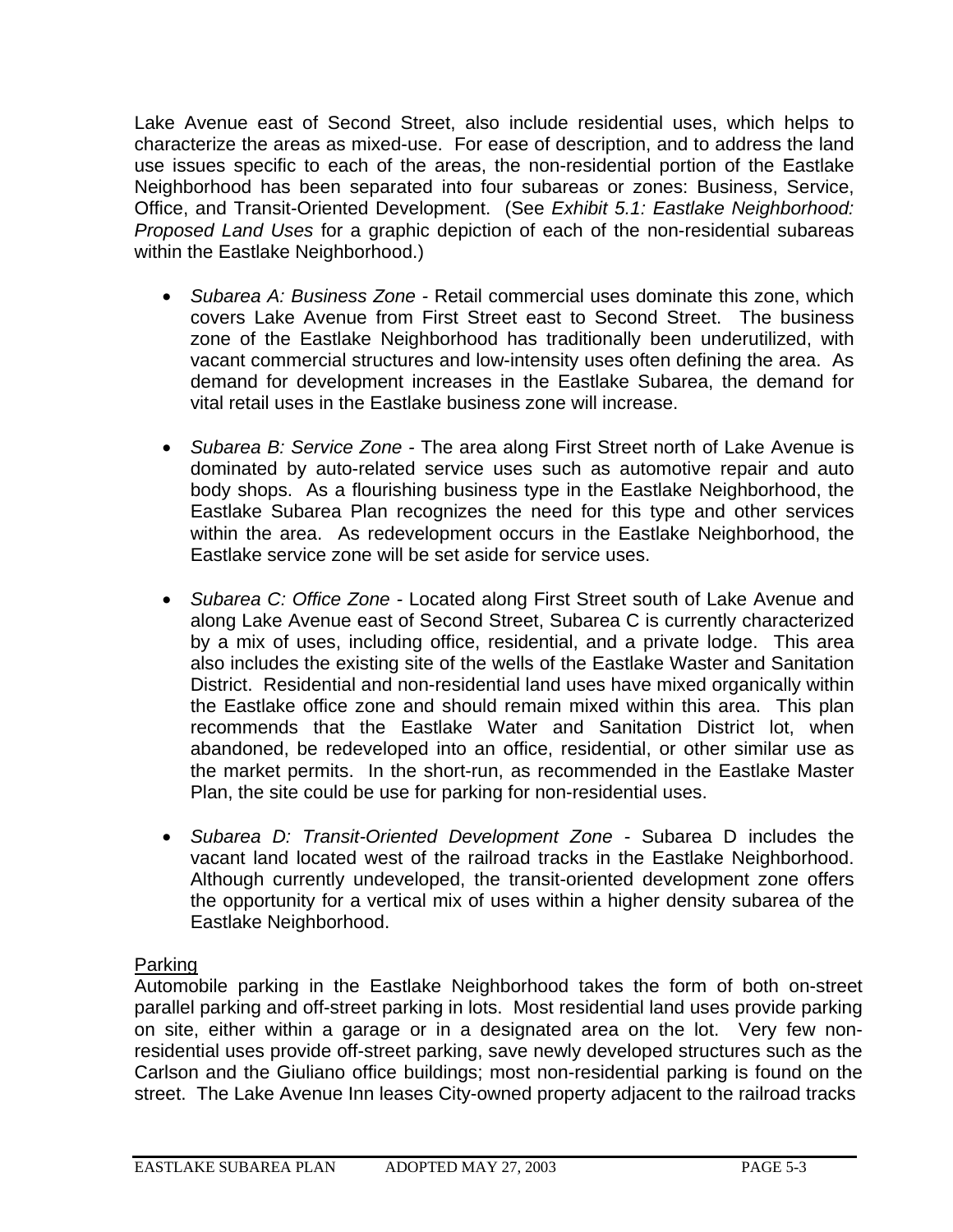Lake Avenue east of Second Street, also include residential uses, which helps to characterize the areas as mixed-use. For ease of description, and to address the land use issues specific to each of the areas, the non-residential portion of the Eastlake Neighborhood has been separated into four subareas or zones: Business, Service, Office, and Transit-Oriented Development. (See *Exhibit 5.1: Eastlake Neighborhood: Proposed Land Uses* for a graphic depiction of each of the non-residential subareas within the Eastlake Neighborhood.)

- *Subarea A: Business Zone* - Retail commercial uses dominate this zone, which covers Lake Avenue from First Street east to Second Street. The business zone of the Eastlake Neighborhood has traditionally been underutilized, with vacant commercial structures and low-intensity uses often defining the area. As demand for development increases in the Eastlake Subarea, the demand for vital retail uses in the Eastlake business zone will increase.

- *Subarea B: Service Zone* - The area along First Street north of Lake Avenue is dominated by auto-related service uses such as automotive repair and auto body shops. As a flourishing business type in the Eastlake Neighborhood, the Eastlake Subarea Plan recognizes the need for this type and other services within the area. As redevelopment occurs in the Eastlake Neighborhood, the Eastlake service zone will be set aside for service uses.

- *Subarea C: Office Zone* - Located along First Street south of Lake Avenue and along Lake Avenue east of Second Street, Subarea C is currently characterized by a mix of uses, including office, residential, and a private lodge. This area also includes the existing site of the wells of the Eastlake Waster and Sanitation District. Residential and non-residential land uses have mixed organically within the Eastlake office zone and should remain mixed within this area. This plan recommends that the Eastlake Water and Sanitation District lot, when abandoned, be redeveloped into an office, residential, or other similar use as the market permits. In the short-run, as recommended in the Eastlake Master Plan, the site could be use for parking for non-residential uses.

- *Subarea D: Transit-Oriented Development Zone* - Subarea D includes the vacant land located west of the railroad tracks in the Eastlake Neighborhood. Although currently undeveloped, the transit-oriented development zone offers the opportunity for a vertical mix of uses within a higher density subarea of the Eastlake Neighborhood.

<u>Parking</u>

Automobile parking in the Eastlake Neighborhood takes the form of both on-street parallel parking and off-street parking in lots. Most residential land uses provide parking on site, either within a garage or in a designated area on the lot. Very few non-residential uses provide off-street parking, save newly developed structures such as the Carlson and the Giuliano office buildings; most non-residential parking is found on the street. The Lake Avenue Inn leases City-owned property adjacent to the railroad tracks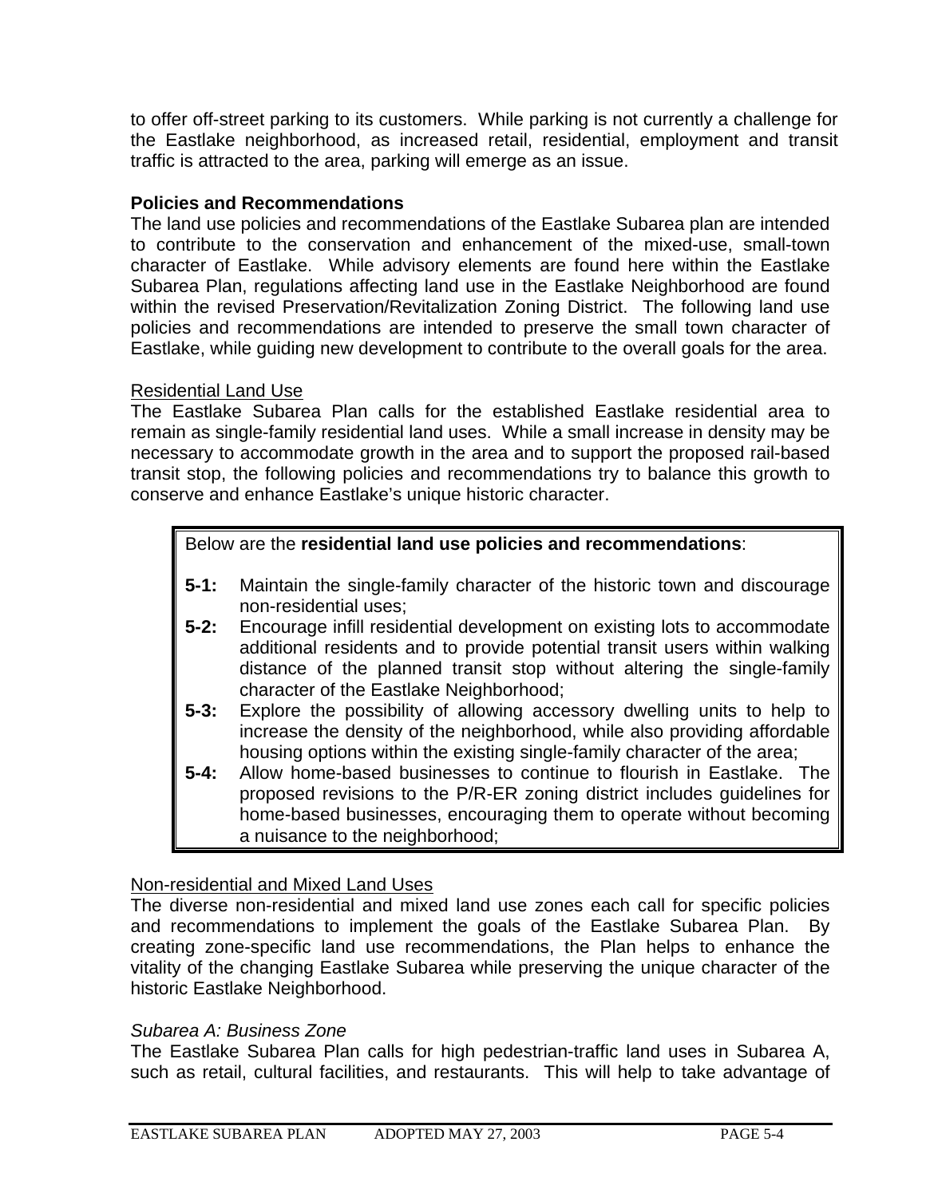to offer off-street parking to its customers. While parking is not currently a challenge for the Eastlake neighborhood, as increased retail, residential, employment and transit traffic is attracted to the area, parking will emerge as an issue.

**Policies and Recommendations**

The land use policies and recommendations of the Eastlake Subarea plan are intended to contribute to the conservation and enhancement of the mixed-use, small-town character of Eastlake. While advisory elements are found here within the Eastlake Subarea Plan, regulations affecting land use in the Eastlake Neighborhood are found within the revised Preservation/Revitalization Zoning District. The following land use policies and recommendations are intended to preserve the small town character of Eastlake, while guiding new development to contribute to the overall goals for the area.

<u>Residential Land Use</u>

The Eastlake Subarea Plan calls for the established Eastlake residential area to remain as single-family residential land uses. While a small increase in density may be necessary to accommodate growth in the area and to support the proposed rail-based transit stop, the following policies and recommendations try to balance this growth to conserve and enhance Eastlake's unique historic character.

Below are the **residential land use policies and recommendations**:

**5-1:** Maintain the single-family character of the historic town and discourage non-residential uses;

**5-2:** Encourage infill residential development on existing lots to accommodate additional residents and to provide potential transit users within walking distance of the planned transit stop without altering the single-family character of the Eastlake Neighborhood;

**5-3:** Explore the possibility of allowing accessory dwelling units to help to increase the density of the neighborhood, while also providing affordable housing options within the existing single-family character of the area;

**5-4:** Allow home-based businesses to continue to flourish in Eastlake. The proposed revisions to the P/R-ER zoning district includes guidelines for home-based businesses, encouraging them to operate without becoming a nuisance to the neighborhood;

<u>Non-residential and Mixed Land Uses</u>

The diverse non-residential and mixed land use zones each call for specific policies and recommendations to implement the goals of the Eastlake Subarea Plan. By creating zone-specific land use recommendations, the Plan helps to enhance the vitality of the changing Eastlake Subarea while preserving the unique character of the historic Eastlake Neighborhood.

*Subarea A: Business Zone*

The Eastlake Subarea Plan calls for high pedestrian-traffic land uses in Subarea A, such as retail, cultural facilities, and restaurants. This will help to take advantage of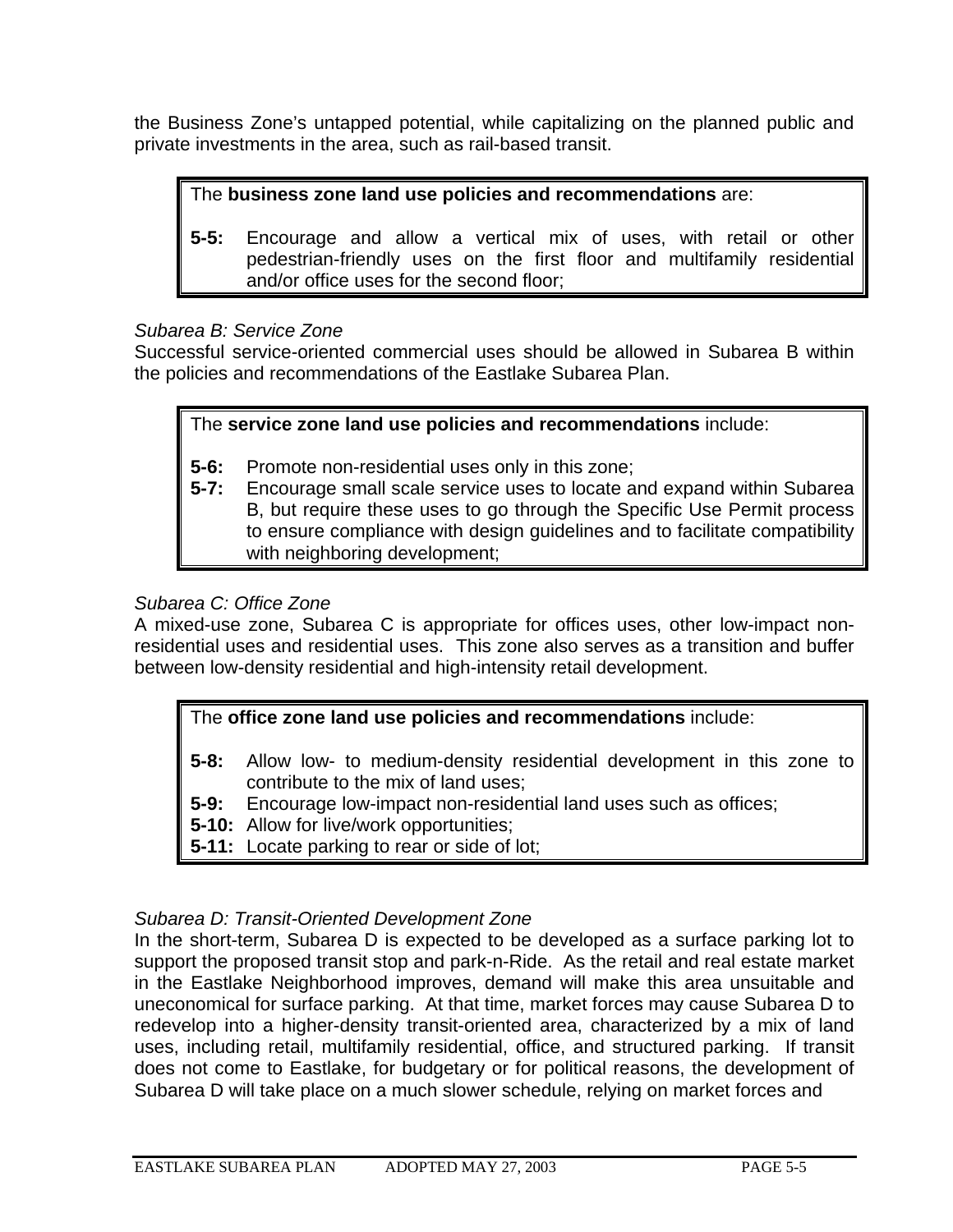the Business Zone's untapped potential, while capitalizing on the planned public and private investments in the area, such as rail-based transit.

> The **business zone land use policies and recommendations** are:
>
> **5-5:** Encourage and allow a vertical mix of uses, with retail or other pedestrian-friendly uses on the first floor and multifamily residential and/or office uses for the second floor;

*Subarea B: Service Zone*

Successful service-oriented commercial uses should be allowed in Subarea B within the policies and recommendations of the Eastlake Subarea Plan.

> The **service zone land use policies and recommendations** include:
>
> **5-6:** Promote non-residential uses only in this zone;
>
> **5-7:** Encourage small scale service uses to locate and expand within Subarea B, but require these uses to go through the Specific Use Permit process to ensure compliance with design guidelines and to facilitate compatibility with neighboring development;

*Subarea C: Office Zone*

A mixed-use zone, Subarea C is appropriate for offices uses, other low-impact non-residential uses and residential uses. This zone also serves as a transition and buffer between low-density residential and high-intensity retail development.

> The **office zone land use policies and recommendations** include:
>
> **5-8:** Allow low- to medium-density residential development in this zone to contribute to the mix of land uses;
>
> **5-9:** Encourage low-impact non-residential land uses such as offices;
>
> **5-10:** Allow for live/work opportunities;
>
> **5-11:** Locate parking to rear or side of lot;

*Subarea D: Transit-Oriented Development Zone*

In the short-term, Subarea D is expected to be developed as a surface parking lot to support the proposed transit stop and park-n-Ride. As the retail and real estate market in the Eastlake Neighborhood improves, demand will make this area unsuitable and uneconomical for surface parking. At that time, market forces may cause Subarea D to redevelop into a higher-density transit-oriented area, characterized by a mix of land uses, including retail, multifamily residential, office, and structured parking. If transit does not come to Eastlake, for budgetary or for political reasons, the development of Subarea D will take place on a much slower schedule, relying on market forces and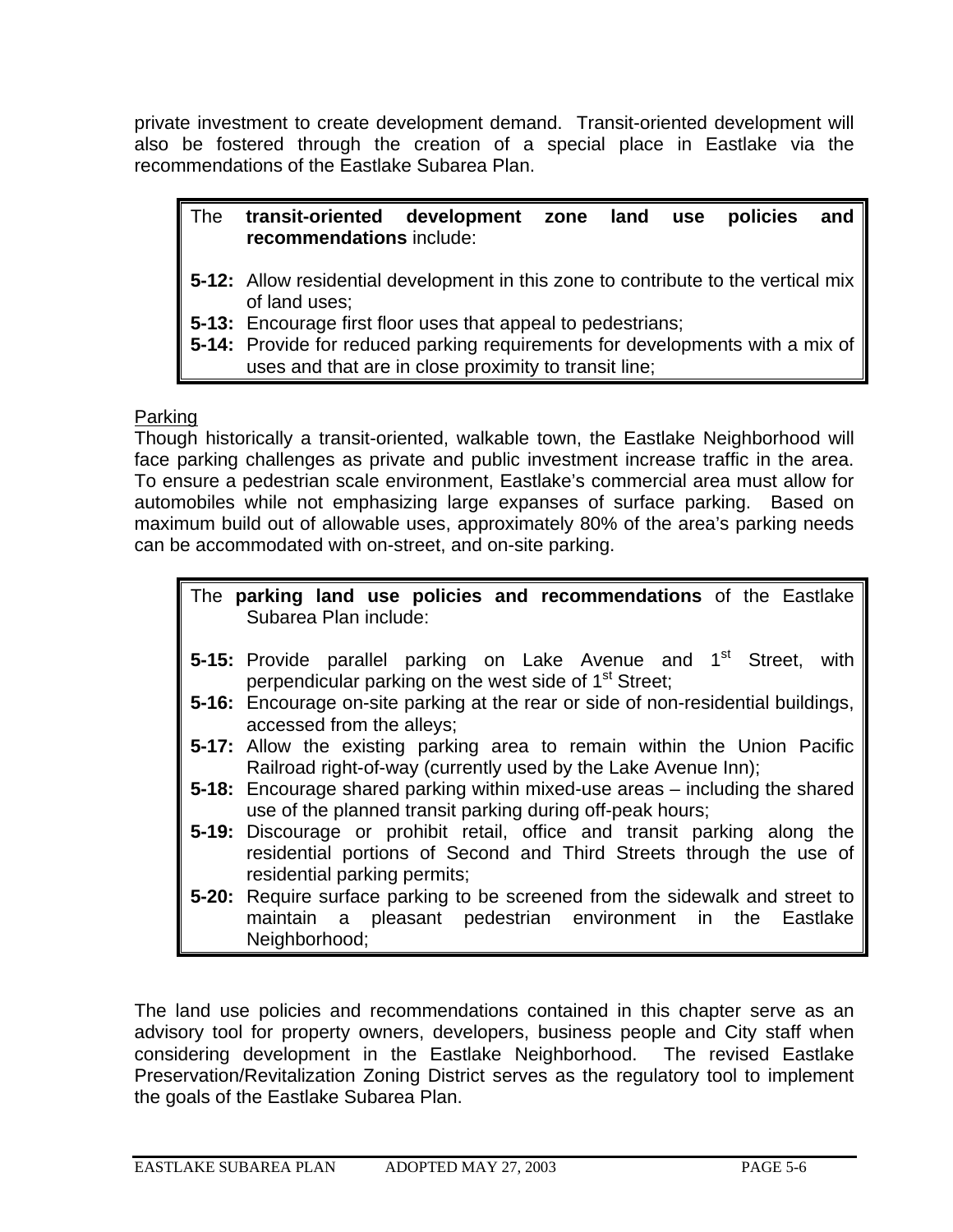private investment to create development demand. Transit-oriented development will also be fostered through the creation of a special place in Eastlake via the recommendations of the Eastlake Subarea Plan.

> The **transit-oriented development zone land use policies and recommendations** include:
>
> **5-12:** Allow residential development in this zone to contribute to the vertical mix of land uses;
> **5-13:** Encourage first floor uses that appeal to pedestrians;
> **5-14:** Provide for reduced parking requirements for developments with a mix of uses and that are in close proximity to transit line;

<u>Parking</u>
Though historically a transit-oriented, walkable town, the Eastlake Neighborhood will face parking challenges as private and public investment increase traffic in the area. To ensure a pedestrian scale environment, Eastlake's commercial area must allow for automobiles while not emphasizing large expanses of surface parking. Based on maximum build out of allowable uses, approximately 80% of the area's parking needs can be accommodated with on-street, and on-site parking.

> The **parking land use policies and recommendations** of the Eastlake Subarea Plan include:
>
> **5-15:** Provide parallel parking on Lake Avenue and 1st Street, with perpendicular parking on the west side of 1st Street;
> **5-16:** Encourage on-site parking at the rear or side of non-residential buildings, accessed from the alleys;
> **5-17:** Allow the existing parking area to remain within the Union Pacific Railroad right-of-way (currently used by the Lake Avenue Inn);
> **5-18:** Encourage shared parking within mixed-use areas – including the shared use of the planned transit parking during off-peak hours;
> **5-19:** Discourage or prohibit retail, office and transit parking along the residential portions of Second and Third Streets through the use of residential parking permits;
> **5-20:** Require surface parking to be screened from the sidewalk and street to maintain a pleasant pedestrian environment in the Eastlake Neighborhood;

The land use policies and recommendations contained in this chapter serve as an advisory tool for property owners, developers, business people and City staff when considering development in the Eastlake Neighborhood. The revised Eastlake Preservation/Revitalization Zoning District serves as the regulatory tool to implement the goals of the Eastlake Subarea Plan.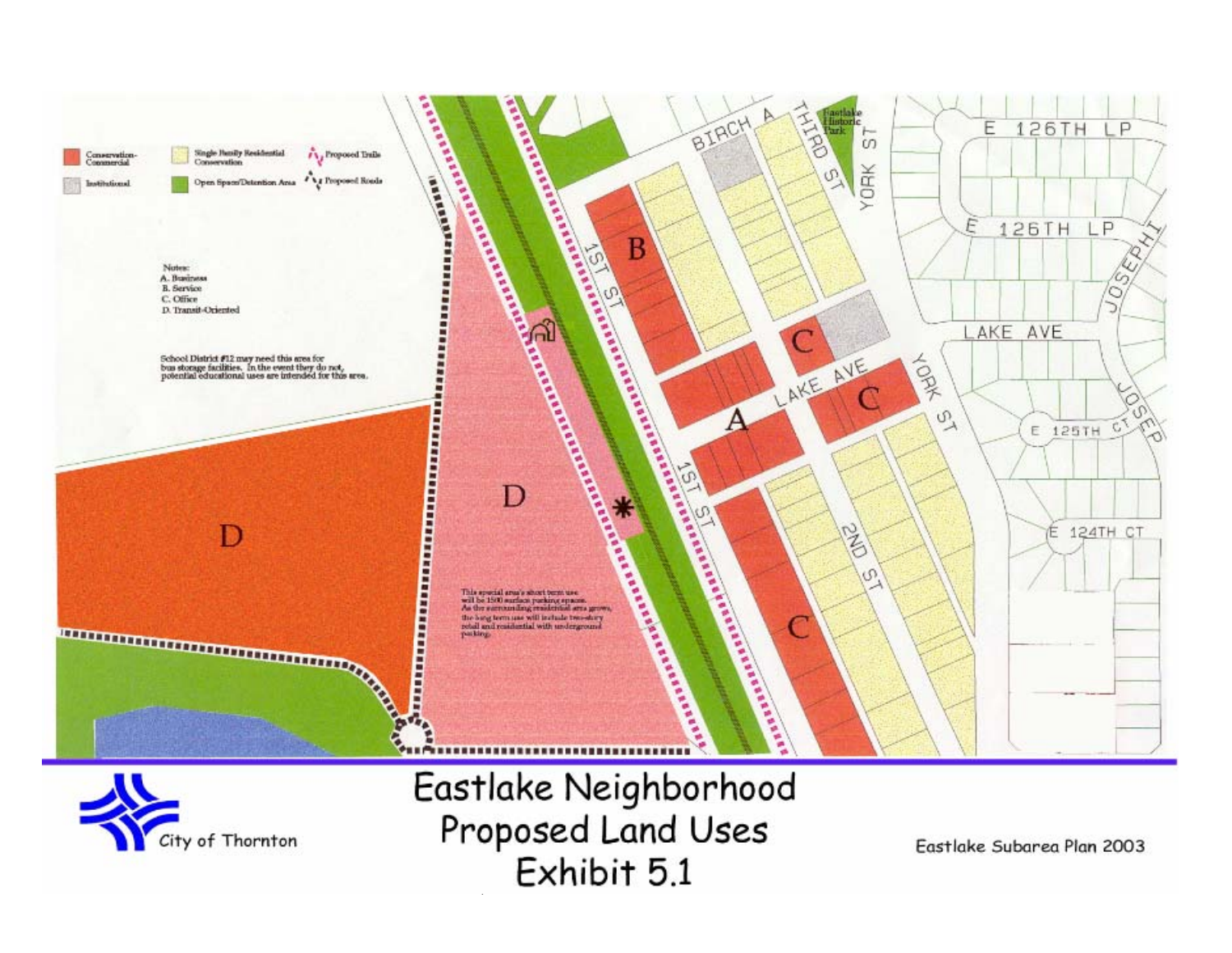Conservation-Commercial

Institutional

Single Family Residential Conservation

Open Space/Detention Area

Proposed Trails

Proposed Roads

Notes:
A. Business
B. Service
C. Office
D. Transit-Oriented

School District #12 may need this area for bus storage facilities. In the event they do not, potential educational uses are intended for this area.

This special area's short term use will be 1500 surface parking spaces. As the surrounding residential area grows, the long term use will include two-story retail and residential with underground parking.

BIRCH A

THIRD ST

YORK ST

Eastlake Historic Park

E 126TH LP

E 126TH LP

JOSEPH

LAKE AVE

LAKE AVE

YORK ST

E 125TH CT

JOSEP

E 124TH CT

1ST ST

1ST ST

2ND ST

A

B

C

C

C

D

D

# Eastlake Neighborhood Proposed Land Uses Exhibit 5.1

City of Thornton

Eastlake Subarea Plan 2003